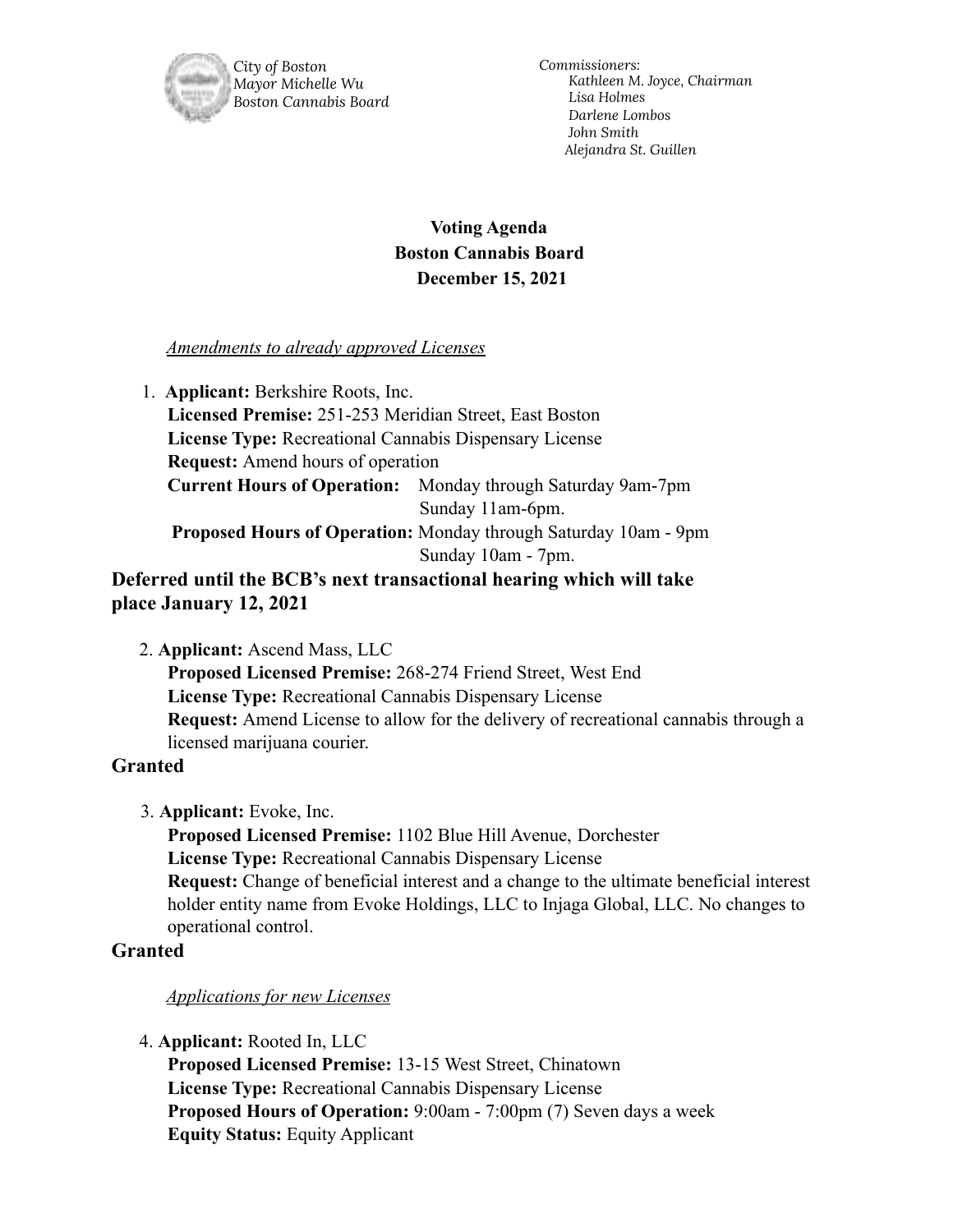City of Boston
Mayor Michelle Wu
Boston Cannabis Board

*Commissioners:*
*Kathleen M. Joyce, Chairman*
*Lisa Holmes*
*Darlene Lombos*
*John Smith*
*Alejandra St. Guillen*

**Voting Agenda**
**Boston Cannabis Board**
**December 15, 2021**

*Amendments to already approved Licenses*

1. **Applicant:** Berkshire Roots, Inc.
   **Licensed Premise:** 251-253 Meridian Street, East Boston
   **License Type:** Recreational Cannabis Dispensary License
   **Request:** Amend hours of operation
   **Current Hours of Operation:** Monday through Saturday 9am-7pm
   Sunday 11am-6pm.
   **Proposed Hours of Operation:** Monday through Saturday 10am - 9pm
   Sunday 10am - 7pm.

**Deferred until the BCB's next transactional hearing which will take place January 12, 2021**

2. **Applicant:** Ascend Mass, LLC
   **Proposed Licensed Premise:** 268-274 Friend Street, West End
   **License Type:** Recreational Cannabis Dispensary License
   **Request:** Amend License to allow for the delivery of recreational cannabis through a licensed marijuana courier.

**Granted**

3. **Applicant:** Evoke, Inc.
   **Proposed Licensed Premise:** 1102 Blue Hill Avenue, Dorchester
   **License Type:** Recreational Cannabis Dispensary License
   **Request:** Change of beneficial interest and a change to the ultimate beneficial interest holder entity name from Evoke Holdings, LLC to Injaga Global, LLC. No changes to operational control.

**Granted**

*Applications for new Licenses*

4. **Applicant:** Rooted In, LLC
   **Proposed Licensed Premise:** 13-15 West Street, Chinatown
   **License Type:** Recreational Cannabis Dispensary License
   **Proposed Hours of Operation:** 9:00am - 7:00pm (7) Seven days a week
   **Equity Status:** Equity Applicant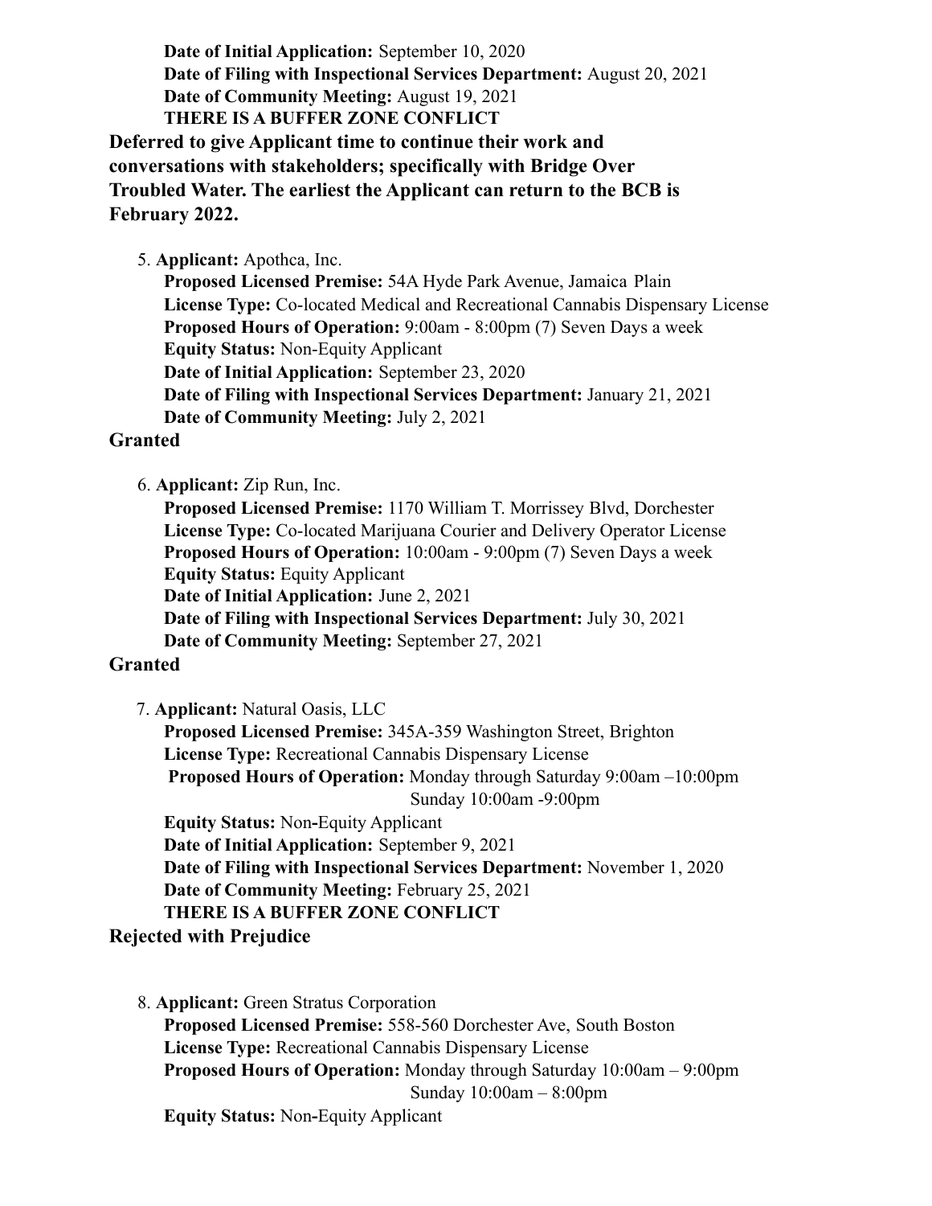**Date of Initial Application:** September 10, 2020
**Date of Filing with Inspectional Services Department:** August 20, 2021
**Date of Community Meeting:** August 19, 2021
**THERE IS A BUFFER ZONE CONFLICT**

**Deferred to give Applicant time to continue their work and conversations with stakeholders; specifically with Bridge Over Troubled Water. The earliest the Applicant can return to the BCB is February 2022.**

5. **Applicant:** Apothca, Inc.
   **Proposed Licensed Premise:** 54A Hyde Park Avenue, Jamaica Plain
   **License Type:** Co-located Medical and Recreational Cannabis Dispensary License
   **Proposed Hours of Operation:** 9:00am - 8:00pm (7) Seven Days a week
   **Equity Status:** Non-Equity Applicant
   **Date of Initial Application:** September 23, 2020
   **Date of Filing with Inspectional Services Department:** January 21, 2021
   **Date of Community Meeting:** July 2, 2021

**Granted**

6. **Applicant:** Zip Run, Inc.
   **Proposed Licensed Premise:** 1170 William T. Morrissey Blvd, Dorchester
   **License Type:** Co-located Marijuana Courier and Delivery Operator License
   **Proposed Hours of Operation:** 10:00am - 9:00pm (7) Seven Days a week
   **Equity Status:** Equity Applicant
   **Date of Initial Application:** June 2, 2021
   **Date of Filing with Inspectional Services Department:** July 30, 2021
   **Date of Community Meeting:** September 27, 2021

**Granted**

7. **Applicant:** Natural Oasis, LLC
   **Proposed Licensed Premise:** 345A-359 Washington Street, Brighton
   **License Type:** Recreational Cannabis Dispensary License
   **Proposed Hours of Operation:** Monday through Saturday 9:00am –10:00pm
   Sunday 10:00am -9:00pm
   **Equity Status:** Non-Equity Applicant
   **Date of Initial Application:** September 9, 2021
   **Date of Filing with Inspectional Services Department:** November 1, 2020
   **Date of Community Meeting:** February 25, 2021
   **THERE IS A BUFFER ZONE CONFLICT**

**Rejected with Prejudice**

8. **Applicant:** Green Stratus Corporation
   **Proposed Licensed Premise:** 558-560 Dorchester Ave, South Boston
   **License Type:** Recreational Cannabis Dispensary License
   **Proposed Hours of Operation:** Monday through Saturday 10:00am – 9:00pm
   Sunday 10:00am – 8:00pm
   **Equity Status:** Non-Equity Applicant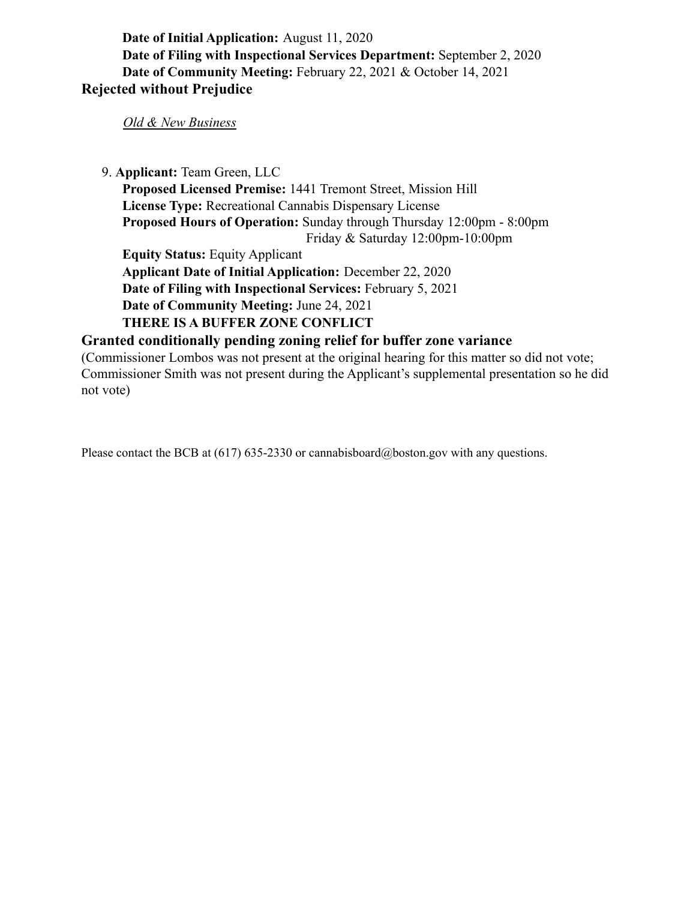**Date of Initial Application:** August 11, 2020
**Date of Filing with Inspectional Services Department:** September 2, 2020
**Date of Community Meeting:** February 22, 2021 & October 14, 2021

**Rejected without Prejudice**

*Old & New Business*

9. **Applicant:** Team Green, LLC
   **Proposed Licensed Premise:** 1441 Tremont Street, Mission Hill
   **License Type:** Recreational Cannabis Dispensary License
   **Proposed Hours of Operation:** Sunday through Thursday 12:00pm - 8:00pm
   Friday & Saturday 12:00pm-10:00pm
   **Equity Status:** Equity Applicant
   **Applicant Date of Initial Application:** December 22, 2020
   **Date of Filing with Inspectional Services:** February 5, 2021
   **Date of Community Meeting:** June 24, 2021
   **THERE IS A BUFFER ZONE CONFLICT**

**Granted conditionally pending zoning relief for buffer zone variance**
(Commissioner Lombos was not present at the original hearing for this matter so did not vote; Commissioner Smith was not present during the Applicant's supplemental presentation so he did not vote)

Please contact the BCB at (617) 635-2330 or cannabisboard@boston.gov with any questions.